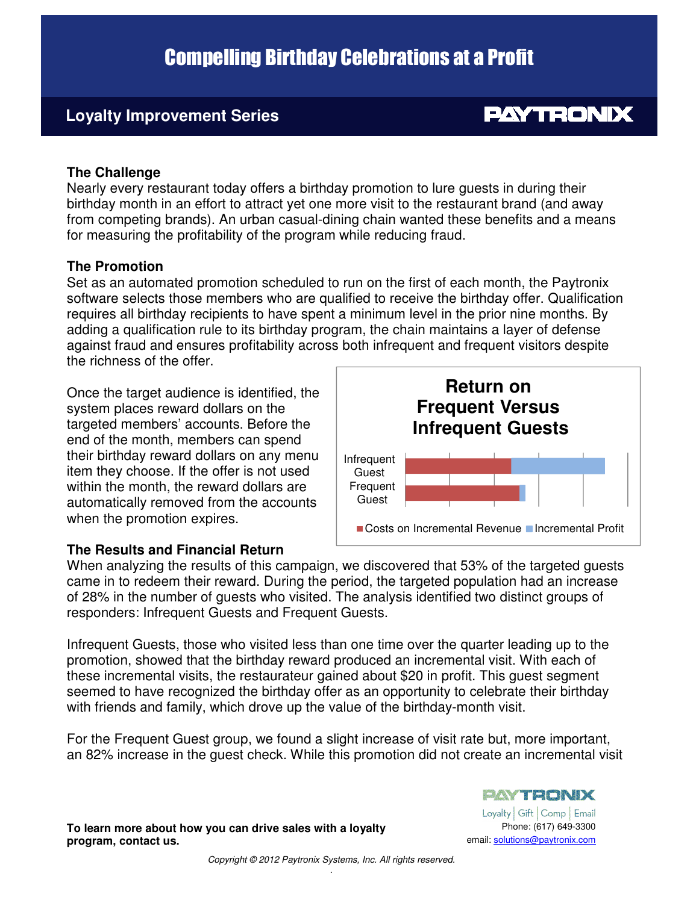# Compelling Birthday Celebrations at a Profit

## Loyalty Improvement Series

PAYTRONIX

### The Challenge

Nearly every restaurant today offers a birthday promotion to lure guests in during their birthday month in an effort to attract yet one more visit to the restaurant brand (and away from competing brands). An urban casual-dining chain wanted these benefits and a means for measuring the profitability of the program while reducing fraud.

### The Promotion

Set as an automated promotion scheduled to run on the first of each month, the Paytronix software selects those members who are qualified to receive the birthday offer. Qualification requires all birthday recipients to have spent a minimum level in the prior nine months. By adding a qualification rule to its birthday program, the chain maintains a layer of defense against fraud and ensures profitability across both infrequent and frequent visitors despite the richness of the offer.

Once the target audience is identified, the system places reward dollars on the targeted members' accounts. Before the end of the month, members can spend their birthday reward dollars on any menu item they choose. If the offer is not used within the month, the reward dollars are automatically removed from the accounts when the promotion expires.

**Return on Frequent Versus Infrequent Guests**

Infrequent Guest
Frequent Guest

Costs on Incremental Revenue | Incremental Profit

### The Results and Financial Return

When analyzing the results of this campaign, we discovered that 53% of the targeted guests came in to redeem their reward. During the period, the targeted population had an increase of 28% in the number of guests who visited. The analysis identified two distinct groups of responders: Infrequent Guests and Frequent Guests.

Infrequent Guests, those who visited less than one time over the quarter leading up to the promotion, showed that the birthday reward produced an incremental visit. With each of these incremental visits, the restaurateur gained about $20 in profit. This guest segment seemed to have recognized the birthday offer as an opportunity to celebrate their birthday with friends and family, which drove up the value of the birthday-month visit.

For the Frequent Guest group, we found a slight increase of visit rate but, more important, an 82% increase in the guest check. While this promotion did not create an incremental visit

**To learn more about how you can drive sales with a loyalty program, contact us.**

PAYTRONIX
Loyalty | Gift | Comp | Email
Phone: (617) 649-3300
email: solutions@paytronix.com

*Copyright © 2012 Paytronix Systems, Inc. All rights reserved.*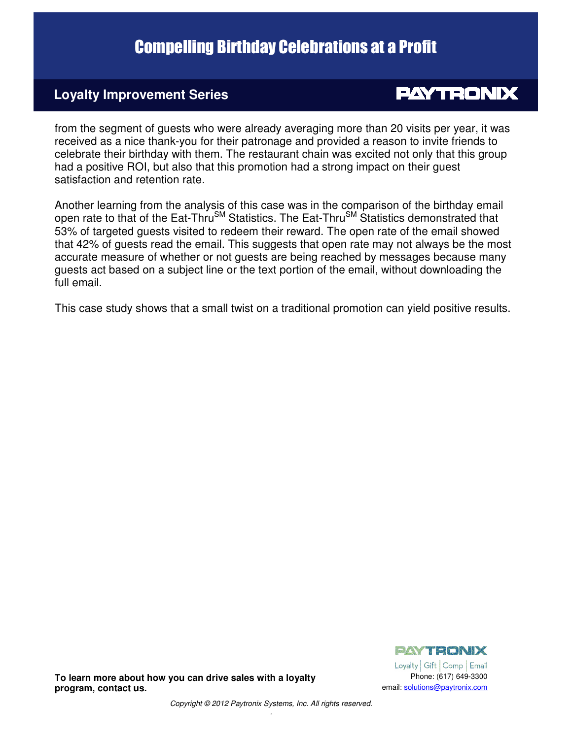from the segment of guests who were already averaging more than 20 visits per year, it was received as a nice thank-you for their patronage and provided a reason to invite friends to celebrate their birthday with them. The restaurant chain was excited not only that this group had a positive ROI, but also that this promotion had a strong impact on their guest satisfaction and retention rate.

Another learning from the analysis of this case was in the comparison of the birthday email open rate to that of the Eat-Thru℠ Statistics. The Eat-Thru℠ Statistics demonstrated that 53% of targeted guests visited to redeem their reward. The open rate of the email showed that 42% of guests read the email. This suggests that open rate may not always be the most accurate measure of whether or not guests are being reached by messages because many guests act based on a subject line or the text portion of the email, without downloading the full email.

This case study shows that a small twist on a traditional promotion can yield positive results.

**To learn more about how you can drive sales with a loyalty program, contact us.**

PAYTRONIX
Loyalty | Gift | Comp | Email
Phone: (617) 649-3300
email: solutions@paytronix.com

*Copyright © 2012 Paytronix Systems, Inc. All rights reserved.*